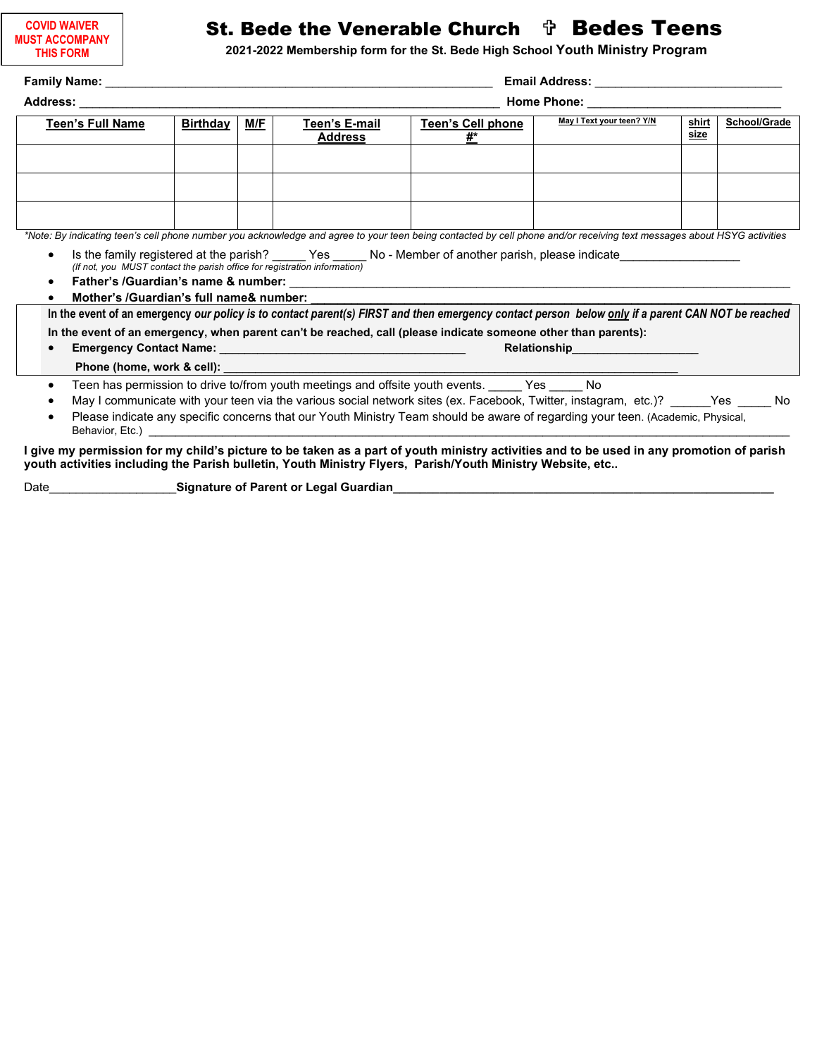COVID WAIVER MUST ACCOMPANY THIS FORM

# St. Bede the Venerable Church ✞ Bedes Teens

**2021-2022 Membership form for the St. Bede High School Youth Ministry Program**

**Family Name:** ______________________________________________________ **Email Address:** ___________________________

**Address:** __________________________________________________________ **Home Phone:** ____________________________

| Teen's Full Name | Birthday | M/F | Teen's E-mail Address | Teen's Cell phone #* | May I Text your teen? Y/N | shirt size | School/Grade |
|---|---|---|---|---|---|---|---|
| | | | | | | | |
| | | | | | | | |
| | | | | | | | |

*\*Note: By indicating teen's cell phone number you acknowledge and agree to your teen being contacted by cell phone and/or receiving text messages about HSYG activities*

- Is the family registered at the parish? _____ Yes _____ No - Member of another parish, please indicate_________________
  *(If not, you MUST contact the parish office for registration information)*
- **Father's /Guardian's name & number:** ________________________________________________________________________
- **Mother's /Guardian's full name& number:** _____________________________________________________________________

**In the event of an emergency *our policy is to contact parent(s) FIRST and then emergency contact person below only if a parent CAN NOT be reached***

**In the event of an emergency, when parent can't be reached, call (please indicate someone other than parents):**

- **Emergency Contact Name:** ____________________________________ **Relationship**____________________

  **Phone (home, work & cell):** _______________________________________________________________________

- Teen has permission to drive to/from youth meetings and offsite youth events. _____ Yes _____ No
- May I communicate with your teen via the various social network sites (ex. Facebook, Twitter, instagram, etc.)? ______Yes _____ No
- Please indicate any specific concerns that our Youth Ministry Team should be aware of regarding your teen. (Academic, Physical, Behavior, Etc.) ____________________________________________________________________________________________

**I give my permission for my child's picture to be taken as a part of youth ministry activities and to be used in any promotion of parish youth activities including the Parish bulletin, Youth Ministry Flyers, Parish/Youth Ministry Website, etc..**

Date___________________**Signature of Parent or Legal Guardian**_____________________________________________________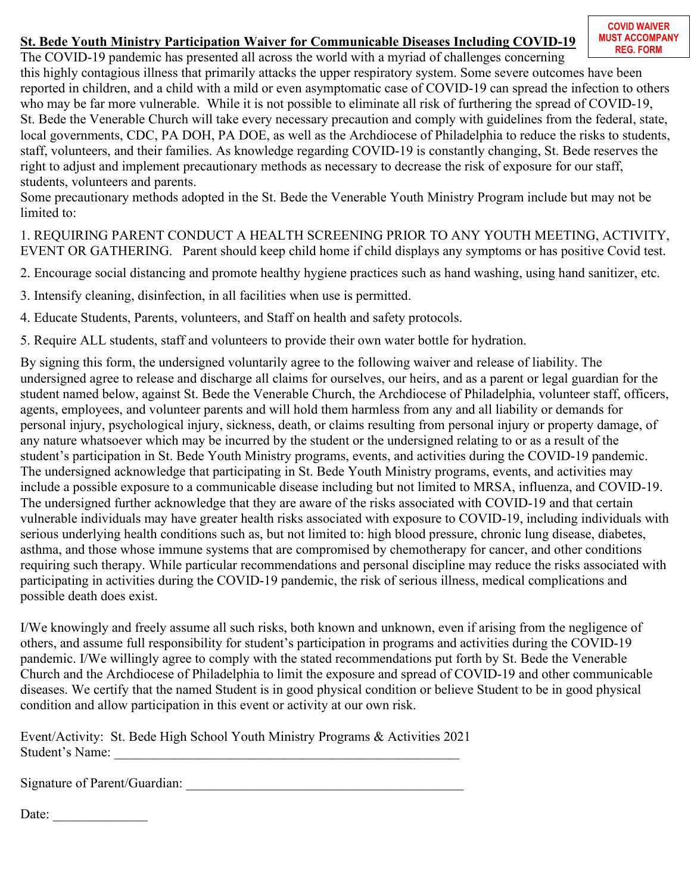**COVID WAIVER MUST ACCOMPANY REG. FORM**

**St. Bede Youth Ministry Participation Waiver for Communicable Diseases Including COVID-19**

The COVID-19 pandemic has presented all across the world with a myriad of challenges concerning this highly contagious illness that primarily attacks the upper respiratory system. Some severe outcomes have been reported in children, and a child with a mild or even asymptomatic case of COVID-19 can spread the infection to others who may be far more vulnerable. While it is not possible to eliminate all risk of furthering the spread of COVID-19, St. Bede the Venerable Church will take every necessary precaution and comply with guidelines from the federal, state, local governments, CDC, PA DOH, PA DOE, as well as the Archdiocese of Philadelphia to reduce the risks to students, staff, volunteers, and their families. As knowledge regarding COVID-19 is constantly changing, St. Bede reserves the right to adjust and implement precautionary methods as necessary to decrease the risk of exposure for our staff, students, volunteers and parents.

Some precautionary methods adopted in the St. Bede the Venerable Youth Ministry Program include but may not be limited to:

1. REQUIRING PARENT CONDUCT A HEALTH SCREENING PRIOR TO ANY YOUTH MEETING, ACTIVITY, EVENT OR GATHERING. Parent should keep child home if child displays any symptoms or has positive Covid test.
2. Encourage social distancing and promote healthy hygiene practices such as hand washing, using hand sanitizer, etc.
3. Intensify cleaning, disinfection, in all facilities when use is permitted.
4. Educate Students, Parents, volunteers, and Staff on health and safety protocols.
5. Require ALL students, staff and volunteers to provide their own water bottle for hydration.

By signing this form, the undersigned voluntarily agree to the following waiver and release of liability. The undersigned agree to release and discharge all claims for ourselves, our heirs, and as a parent or legal guardian for the student named below, against St. Bede the Venerable Church, the Archdiocese of Philadelphia, volunteer staff, officers, agents, employees, and volunteer parents and will hold them harmless from any and all liability or demands for personal injury, psychological injury, sickness, death, or claims resulting from personal injury or property damage, of any nature whatsoever which may be incurred by the student or the undersigned relating to or as a result of the student's participation in St. Bede Youth Ministry programs, events, and activities during the COVID-19 pandemic. The undersigned acknowledge that participating in St. Bede Youth Ministry programs, events, and activities may include a possible exposure to a communicable disease including but not limited to MRSA, influenza, and COVID-19. The undersigned further acknowledge that they are aware of the risks associated with COVID-19 and that certain vulnerable individuals may have greater health risks associated with exposure to COVID-19, including individuals with serious underlying health conditions such as, but not limited to: high blood pressure, chronic lung disease, diabetes, asthma, and those whose immune systems that are compromised by chemotherapy for cancer, and other conditions requiring such therapy. While particular recommendations and personal discipline may reduce the risks associated with participating in activities during the COVID-19 pandemic, the risk of serious illness, medical complications and possible death does exist.

I/We knowingly and freely assume all such risks, both known and unknown, even if arising from the negligence of others, and assume full responsibility for student's participation in programs and activities during the COVID-19 pandemic. I/We willingly agree to comply with the stated recommendations put forth by St. Bede the Venerable Church and the Archdiocese of Philadelphia to limit the exposure and spread of COVID-19 and other communicable diseases. We certify that the named Student is in good physical condition or believe Student to be in good physical condition and allow participation in this event or activity at our own risk.

Event/Activity: St. Bede High School Youth Ministry Programs & Activities 2021
Student's Name: ____________________________________________________

Signature of Parent/Guardian: __________________________________________

Date: ______________